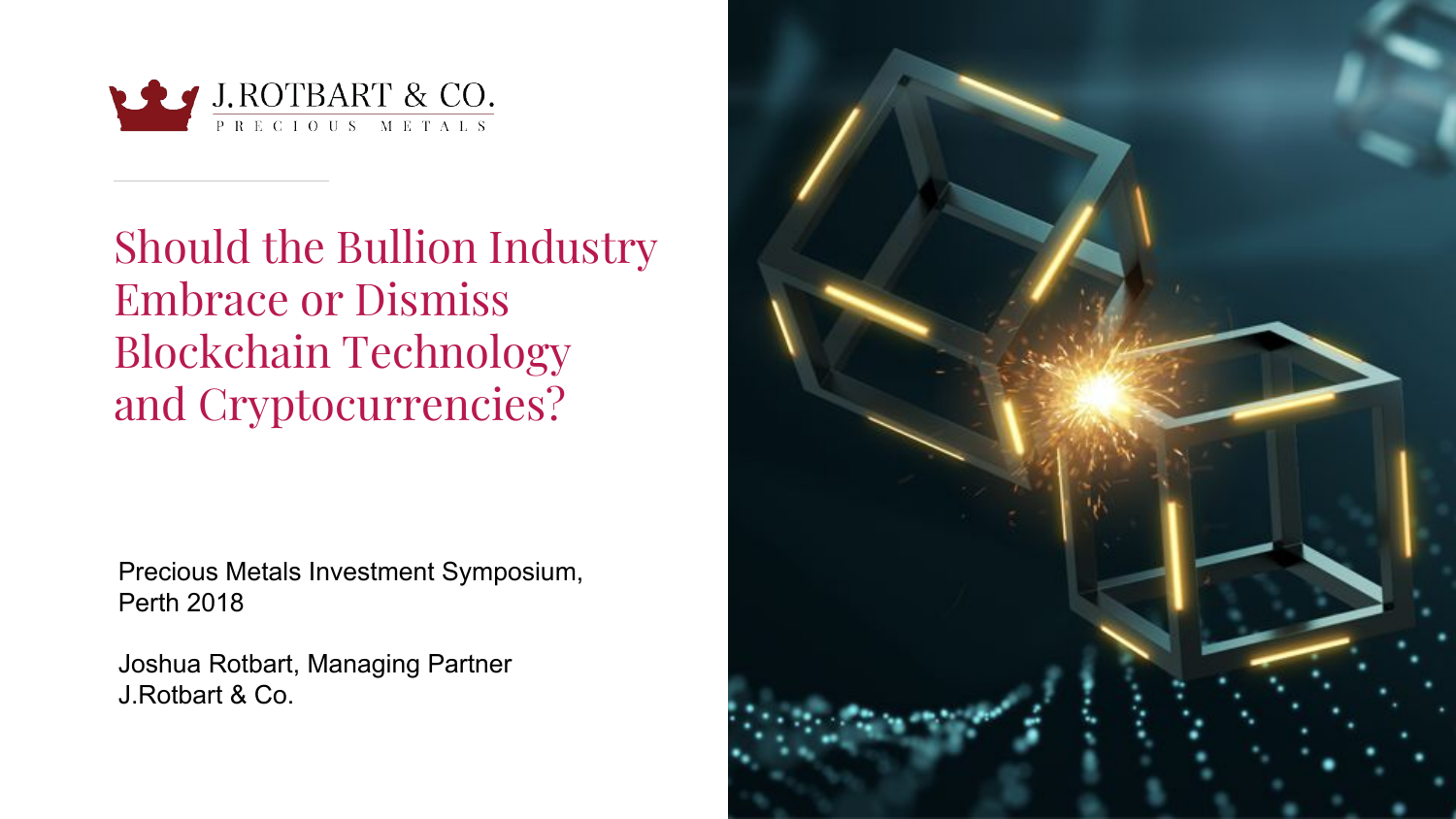J.ROTBART & CO.
PRECIOUS METALS

# Should the Bullion Industry Embrace or Dismiss Blockchain Technology and Cryptocurrencies?

Precious Metals Investment Symposium,
Perth 2018

Joshua Rotbart, Managing Partner
J.Rotbart & Co.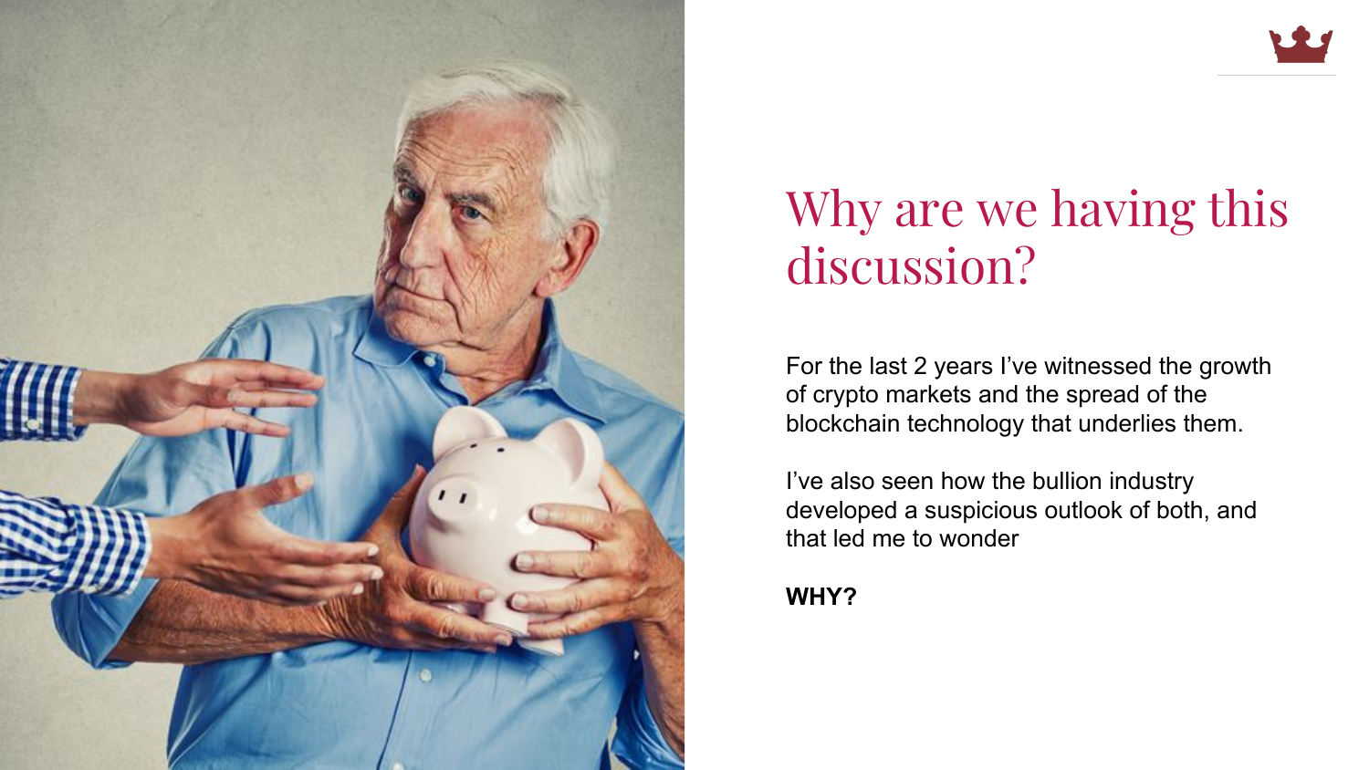# Why are we having this discussion?

For the last 2 years I've witnessed the growth of crypto markets and the spread of the blockchain technology that underlies them.

I've also seen how the bullion industry developed a suspicious outlook of both, and that led me to wonder

**WHY?**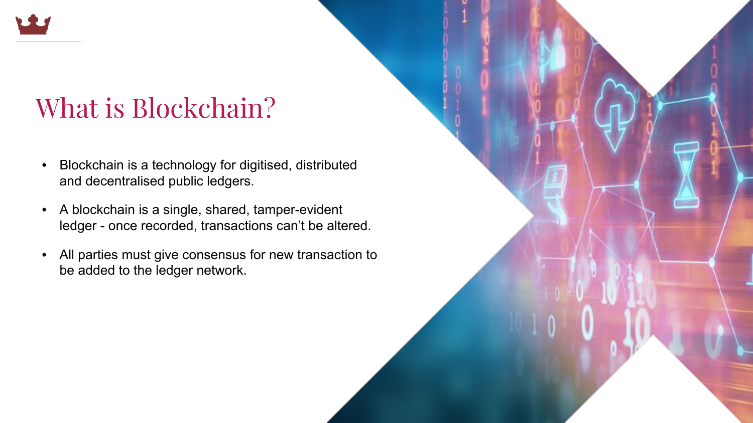# What is Blockchain?

- Blockchain is a technology for digitised, distributed and decentralised public ledgers.
- A blockchain is a single, shared, tamper-evident ledger - once recorded, transactions can't be altered.
- All parties must give consensus for new transaction to be added to the ledger network.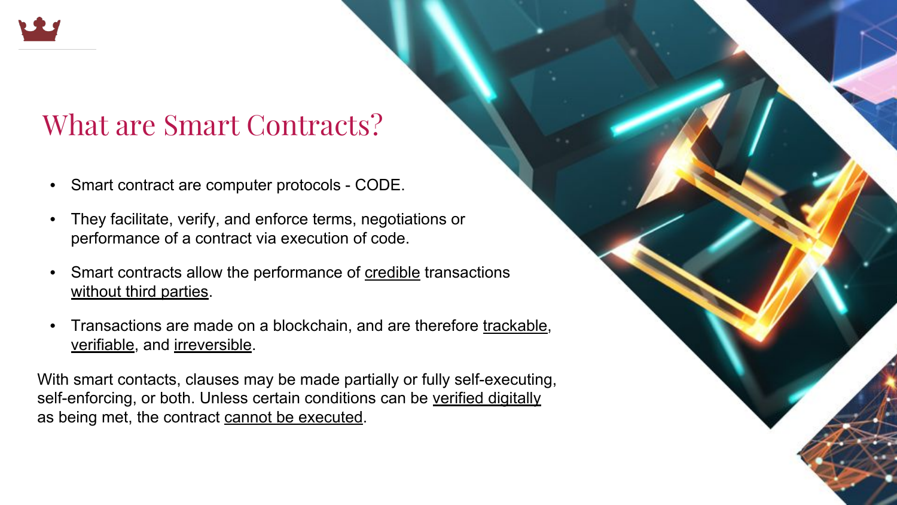# What are Smart Contracts?

- Smart contract are computer protocols - CODE.
- They facilitate, verify, and enforce terms, negotiations or performance of a contract via execution of code.
- Smart contracts allow the performance of <u>credible</u> transactions <u>without third parties</u>.
- Transactions are made on a blockchain, and are therefore <u>trackable</u>, <u>verifiable</u>, and <u>irreversible</u>.

With smart contacts, clauses may be made partially or fully self-executing, self-enforcing, or both. Unless certain conditions can be <u>verified digitally</u> as being met, the contract <u>cannot be executed</u>.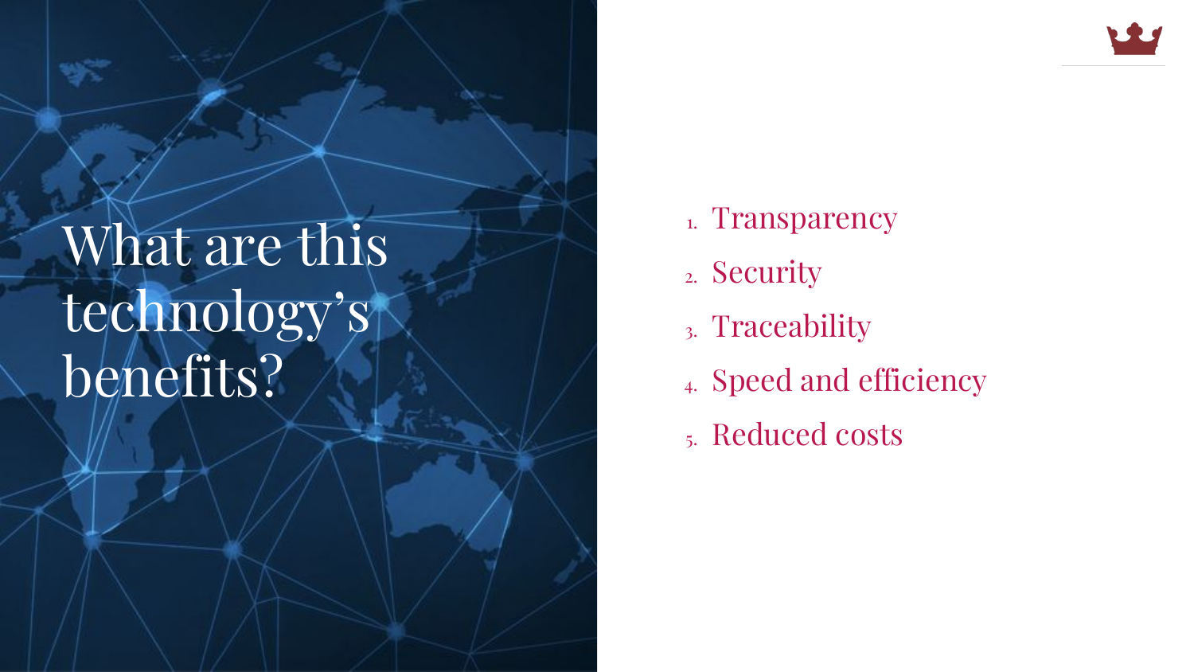# What are this technology's benefits?

1. Transparency
2. Security
3. Traceability
4. Speed and efficiency
5. Reduced costs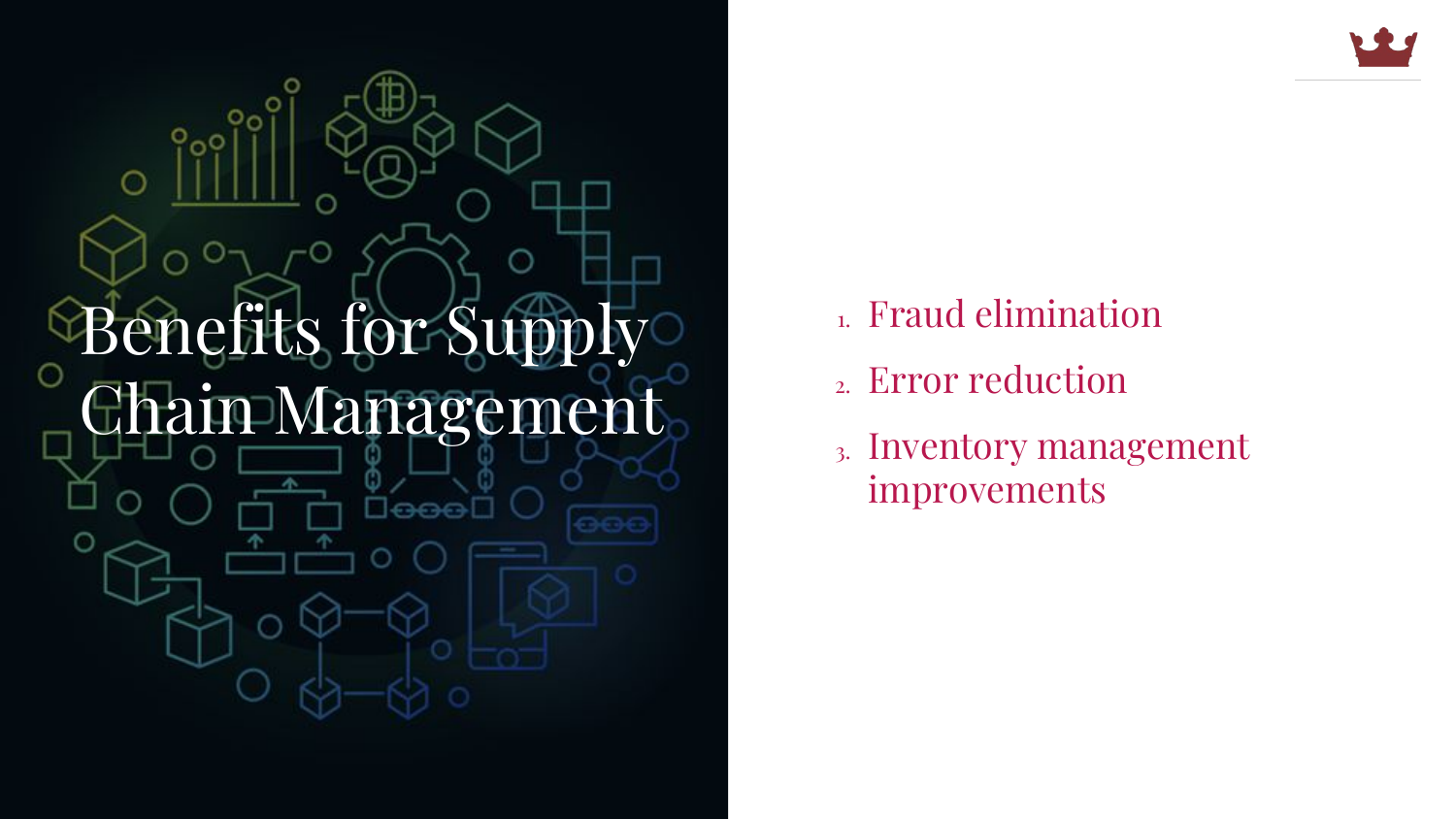# Benefits for Supply Chain Management

1. Fraud elimination
2. Error reduction
3. Inventory management improvements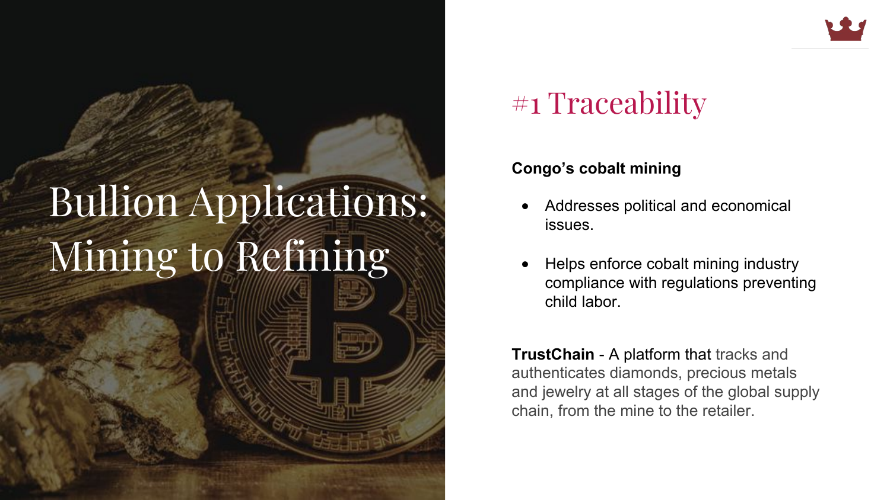# Bullion Applications: Mining to Refining

## #1 Traceability

**Congo's cobalt mining**

- Addresses political and economical issues.
- Helps enforce cobalt mining industry compliance with regulations preventing child labor.

**TrustChain** - A platform that tracks and authenticates diamonds, precious metals and jewelry at all stages of the global supply chain, from the mine to the retailer.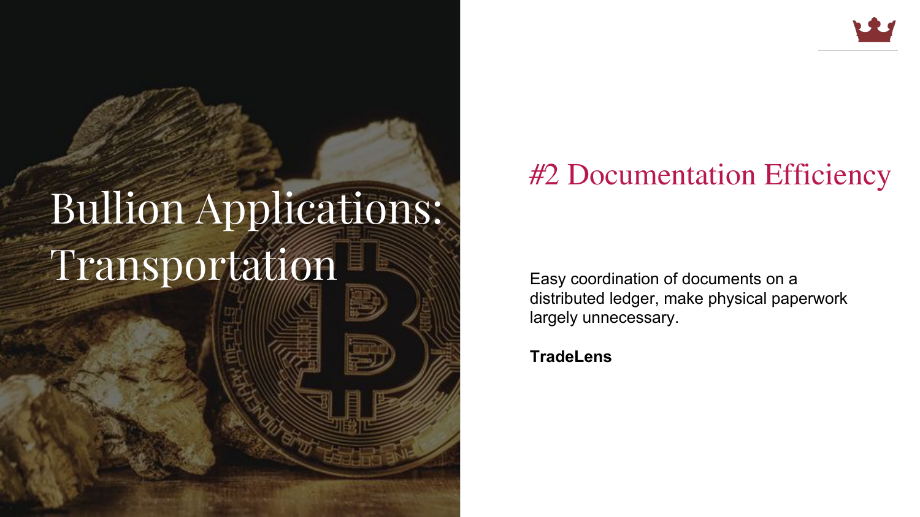# Bullion Applications: Transportation

## #2 Documentation Efficiency

Easy coordination of documents on a distributed ledger, make physical paperwork largely unnecessary.

**TradeLens**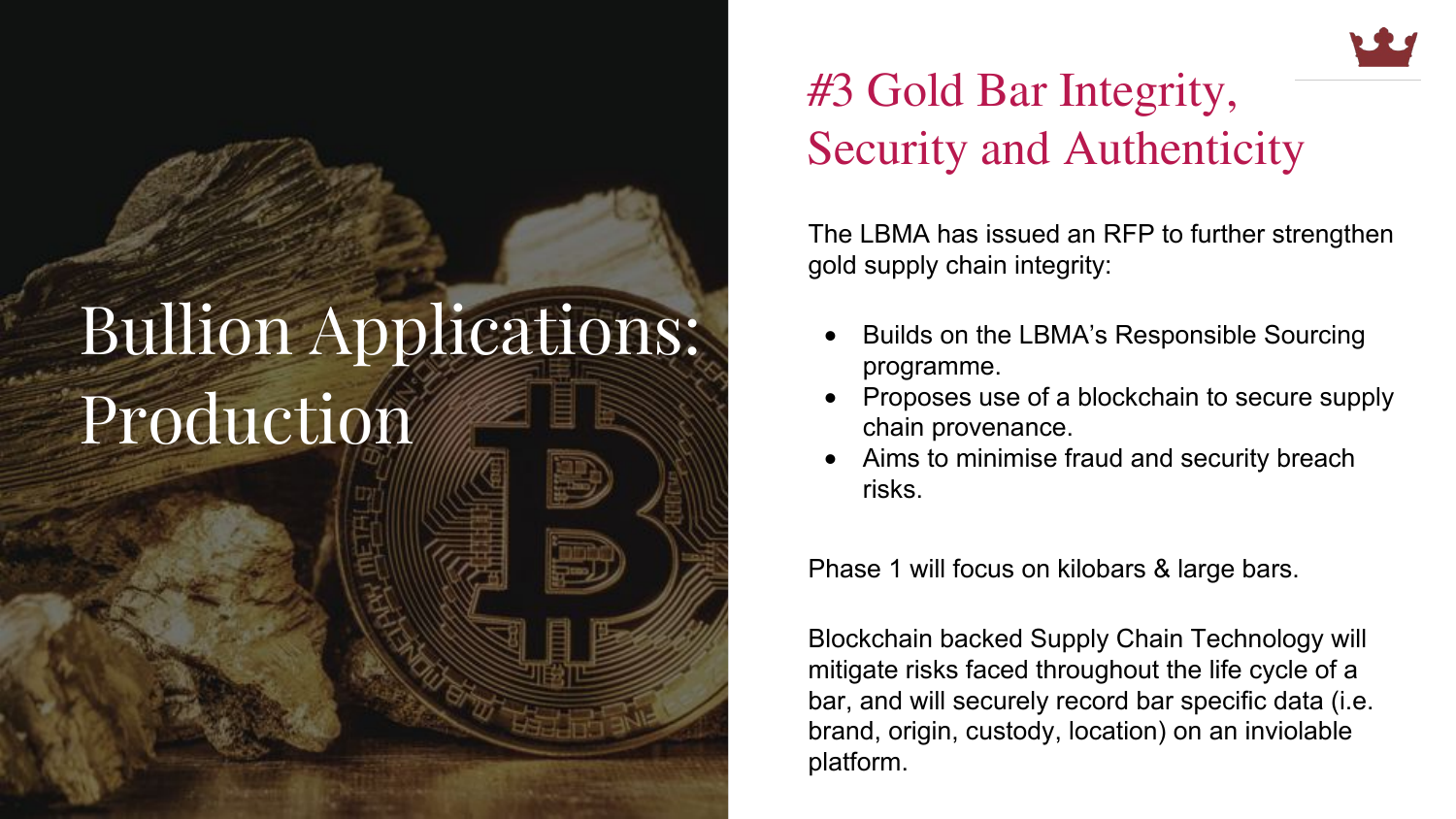# Bullion Applications: Production

## #3 Gold Bar Integrity, Security and Authenticity

The LBMA has issued an RFP to further strengthen gold supply chain integrity:

- Builds on the LBMA's Responsible Sourcing programme.
- Proposes use of a blockchain to secure supply chain provenance.
- Aims to minimise fraud and security breach risks.

Phase 1 will focus on kilobars & large bars.

Blockchain backed Supply Chain Technology will mitigate risks faced throughout the life cycle of a bar, and will securely record bar specific data (i.e. brand, origin, custody, location) on an inviolable platform.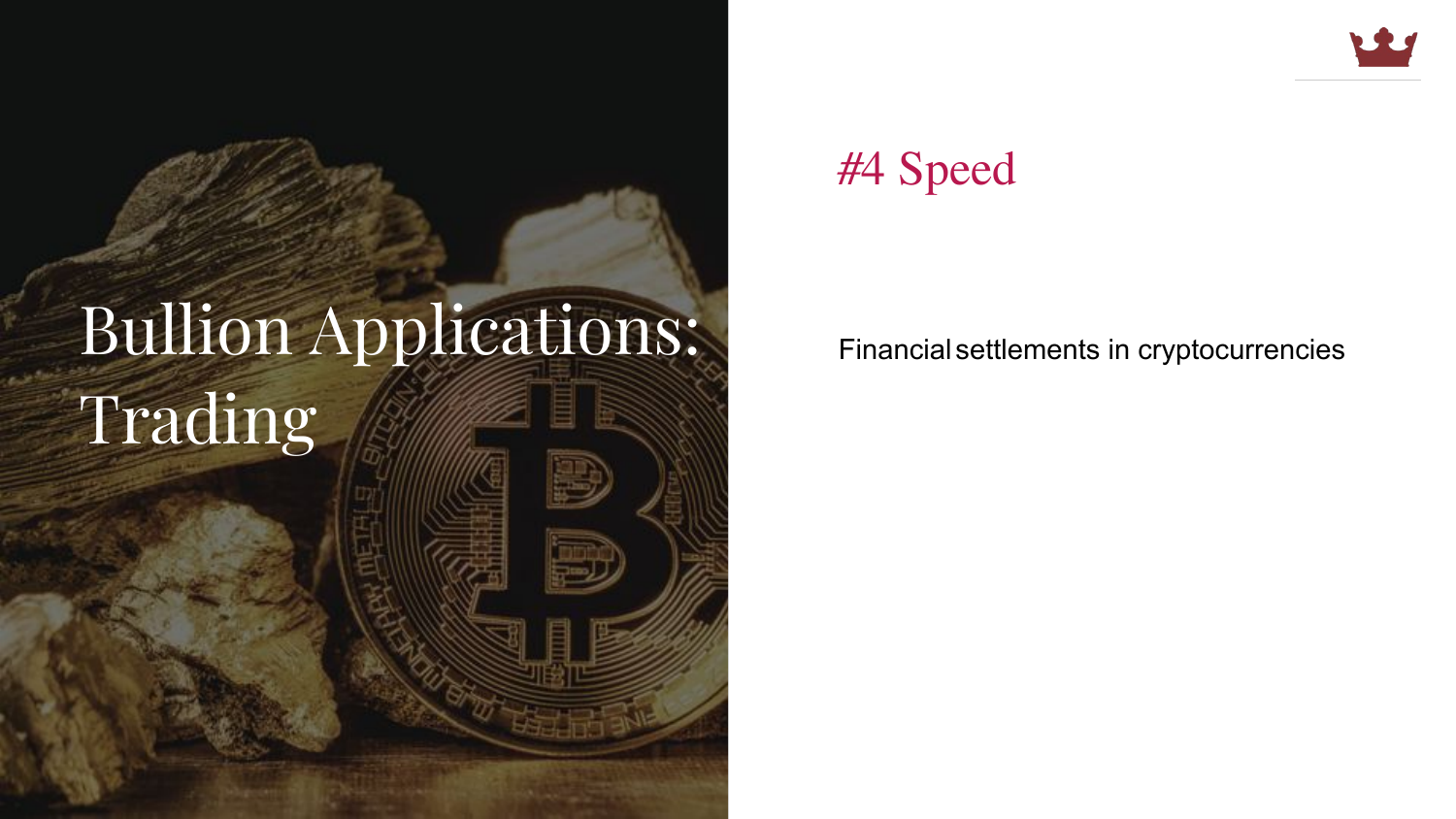# Bullion Applications: Trading

## #4 Speed

Financial settlements in cryptocurrencies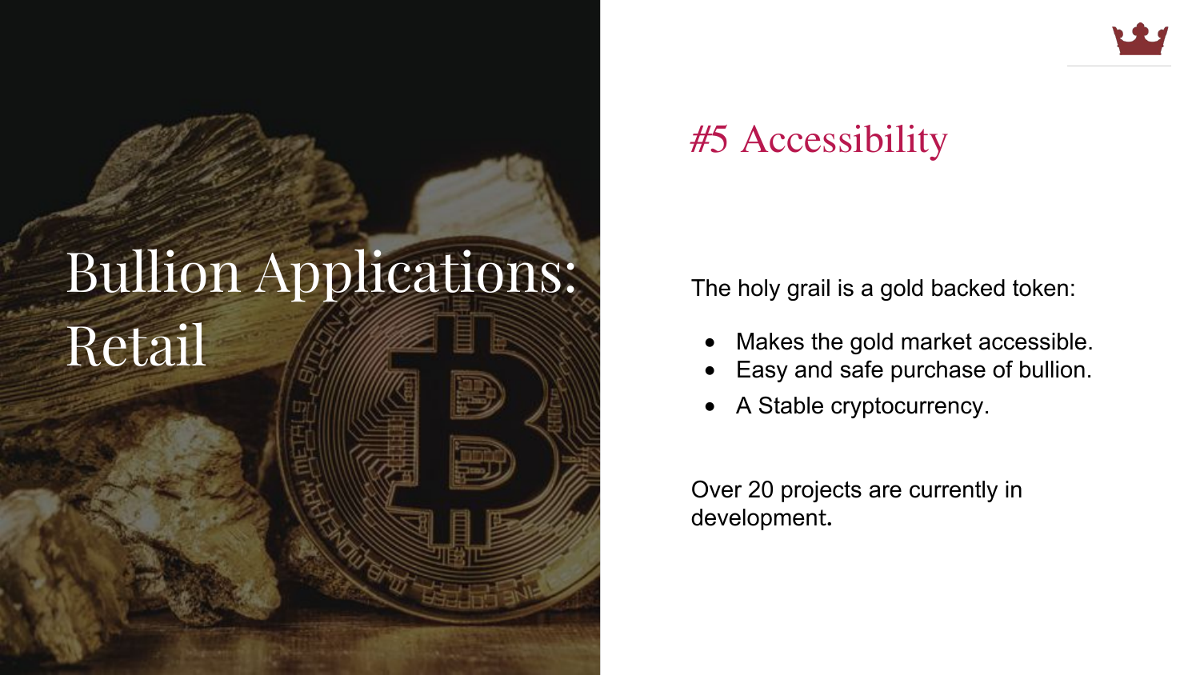# Bullion Applications: Retail

## #5 Accessibility

The holy grail is a gold backed token:

- Makes the gold market accessible.
- Easy and safe purchase of bullion.
- A Stable cryptocurrency.

Over 20 projects are currently in development.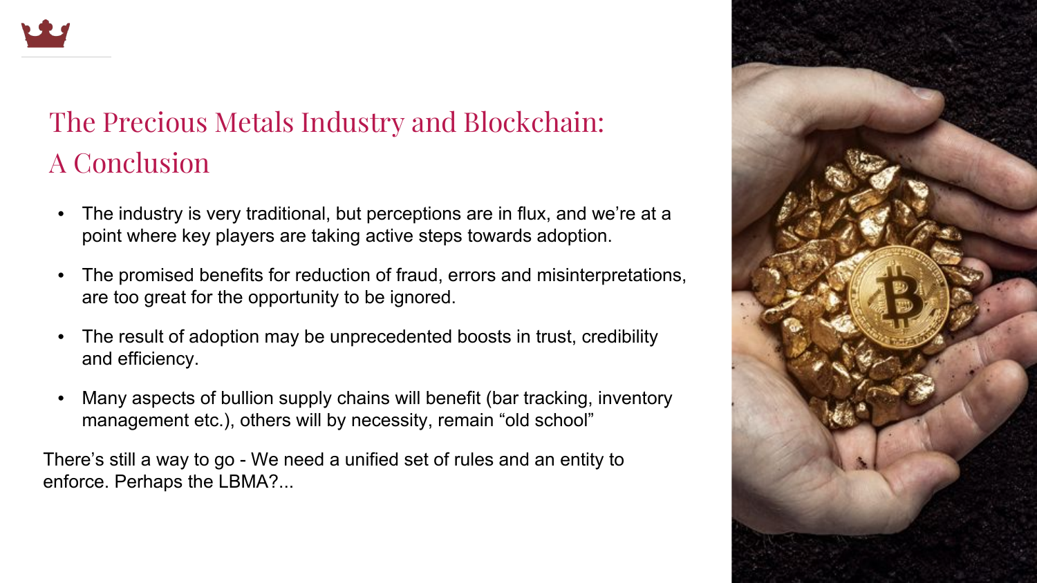# The Precious Metals Industry and Blockchain: A Conclusion

- The industry is very traditional, but perceptions are in flux, and we're at a point where key players are taking active steps towards adoption.
- The promised benefits for reduction of fraud, errors and misinterpretations, are too great for the opportunity to be ignored.
- The result of adoption may be unprecedented boosts in trust, credibility and efficiency.
- Many aspects of bullion supply chains will benefit (bar tracking, inventory management etc.), others will by necessity, remain "old school"

There's still a way to go - We need a unified set of rules and an entity to enforce. Perhaps the LBMA?...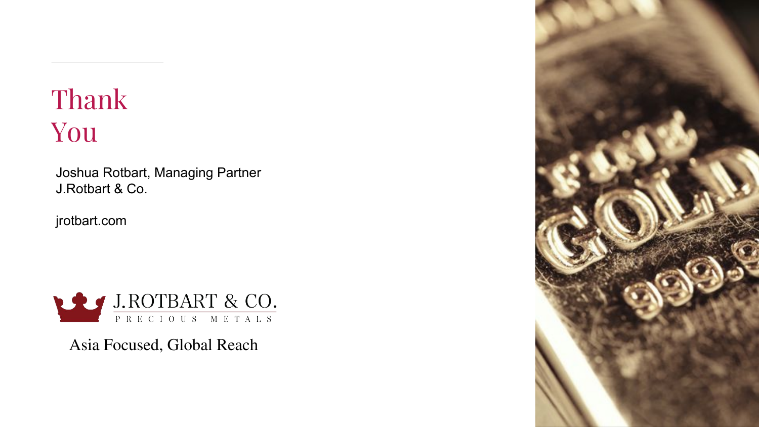# Thank You

Joshua Rotbart, Managing Partner
J.Rotbart & Co.

jrotbart.com

J.ROTBART & CO.
PRECIOUS METALS

Asia Focused, Global Reach